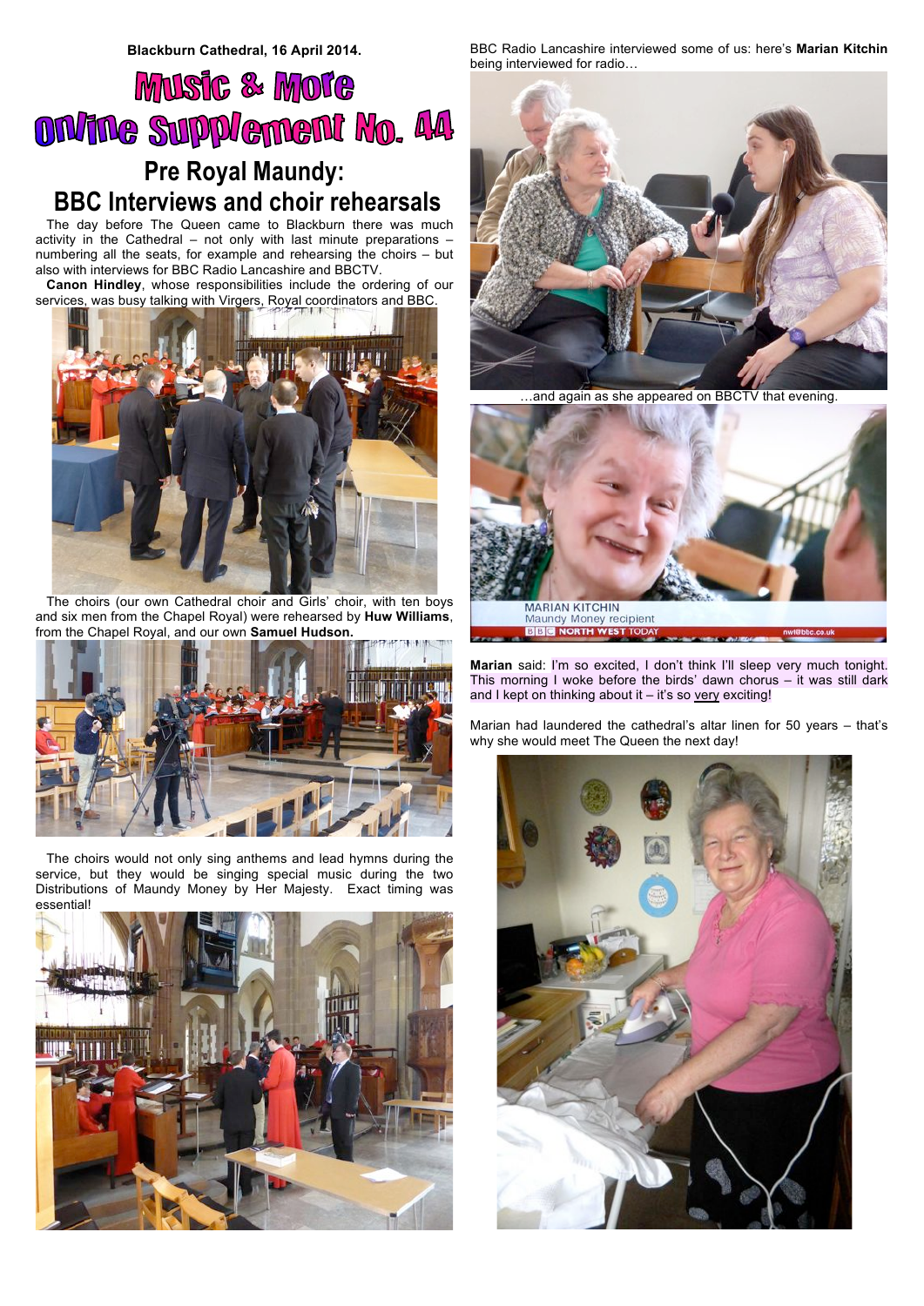**Blackburn Cathedral, 16 April 2014.**

# Music & More Online Supplement No. 44

## Pre Royal Maundy: BBC Interviews and choir rehearsals

The day before The Queen came to Blackburn there was much activity in the Cathedral – not only with last minute preparations – numbering all the seats, for example and rehearsing the choirs – but also with interviews for BBC Radio Lancashire and BBCTV.

**Canon Hindley**, whose responsibilities include the ordering of our services, was busy talking with Virgers, Royal coordinators and BBC.

The choirs (our own Cathedral choir and Girls' choir, with ten boys and six men from the Chapel Royal) were rehearsed by **Huw Williams**, from the Chapel Royal, and our own **Samuel Hudson.**

The choirs would not only sing anthems and lead hymns during the service, but they would be singing special music during the two Distributions of Maundy Money by Her Majesty. Exact timing was essential!

BBC Radio Lancashire interviewed some of us: here's **Marian Kitchin** being interviewed for radio…

…and again as she appeared on BBCTV that evening.

**Marian** said: I'm so excited, I don't think I'll sleep very much tonight. This morning I woke before the birds' dawn chorus – it was still dark and I kept on thinking about it – it's so very exciting!

Marian had laundered the cathedral's altar linen for 50 years – that's why she would meet The Queen the next day!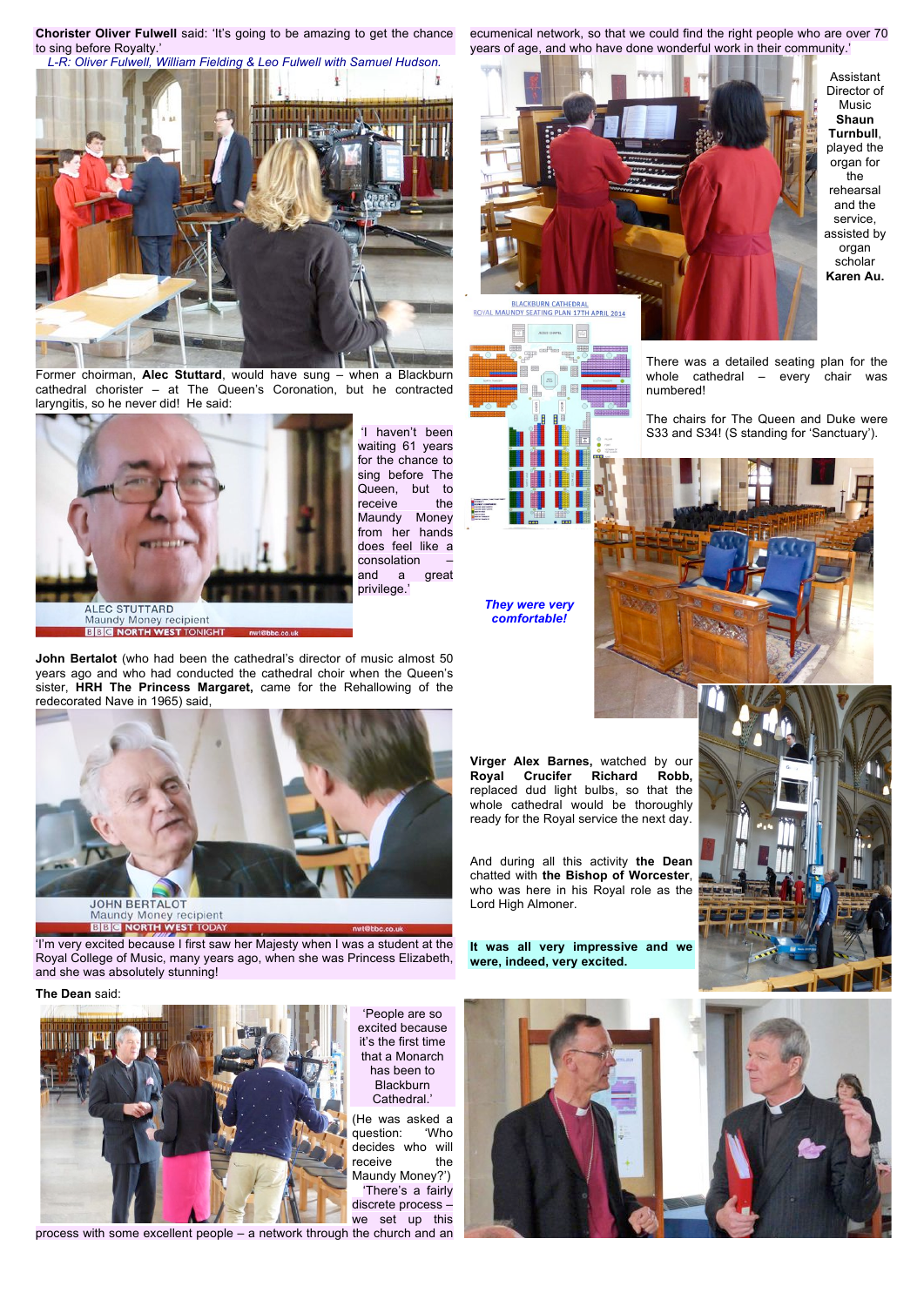**Chorister Oliver Fulwell** said: 'It's going to be amazing to get the chance to sing before Royalty.'

*L-R: Oliver Fulwell, William Fielding & Leo Fulwell with Samuel Hudson.*

Former choirman, **Alec Stuttard**, would have sung – when a Blackburn cathedral chorister – at The Queen's Coronation, but he contracted laryngitis, so he never did! He said:

'I haven't been waiting 61 years for the chance to sing before The Queen, but to receive the Maundy Money from her hands does feel like a consolation – and a great privilege.'

ALEC STUTTARD
Maundy Money recipient
BBC NORTH WEST TONIGHT

**John Bertalot** (who had been the cathedral's director of music almost 50 years ago and who had conducted the cathedral choir when the Queen's sister, **HRH The Princess Margaret,** came for the Rehallowing of the redecorated Nave in 1965) said,

JOHN BERTALOT
Maundy Money recipient
BBC NORTH WEST TODAY

'I'm very excited because I first saw her Majesty when I was a student at the Royal College of Music, many years ago, when she was Princess Elizabeth, and she was absolutely stunning!

**The Dean** said:

'People are so excited because it's the first time that a Monarch has been to Blackburn Cathedral.'

(He was asked a question: 'Who decides who will receive the Maundy Money?')

'There's a fairly discrete process – we set up this process with some excellent people – a network through the church and an ecumenical network, so that we could find the right people who are over 70 years of age, and who have done wonderful work in their community.'

Assistant Director of Music **Shaun Turnbull**, played the organ for the rehearsal and the service, assisted by organ scholar **Karen Au.**

BLACKBURN CATHEDRAL
ROYAL MAUNDY SEATING PLAN 17TH APRIL 2014

There was a detailed seating plan for the whole cathedral – every chair was numbered!

The chairs for The Queen and Duke were S33 and S34! (S standing for 'Sanctuary').

***They were very comfortable!***

**Virger Alex Barnes,** watched by our **Royal Crucifer Richard Robb,** replaced dud light bulbs, so that the whole cathedral would be thoroughly ready for the Royal service the next day.

And during all this activity **the Dean** chatted with **the Bishop of Worcester**, who was here in his Royal role as the Lord High Almoner.

**It was all very impressive and we were, indeed, very excited.**